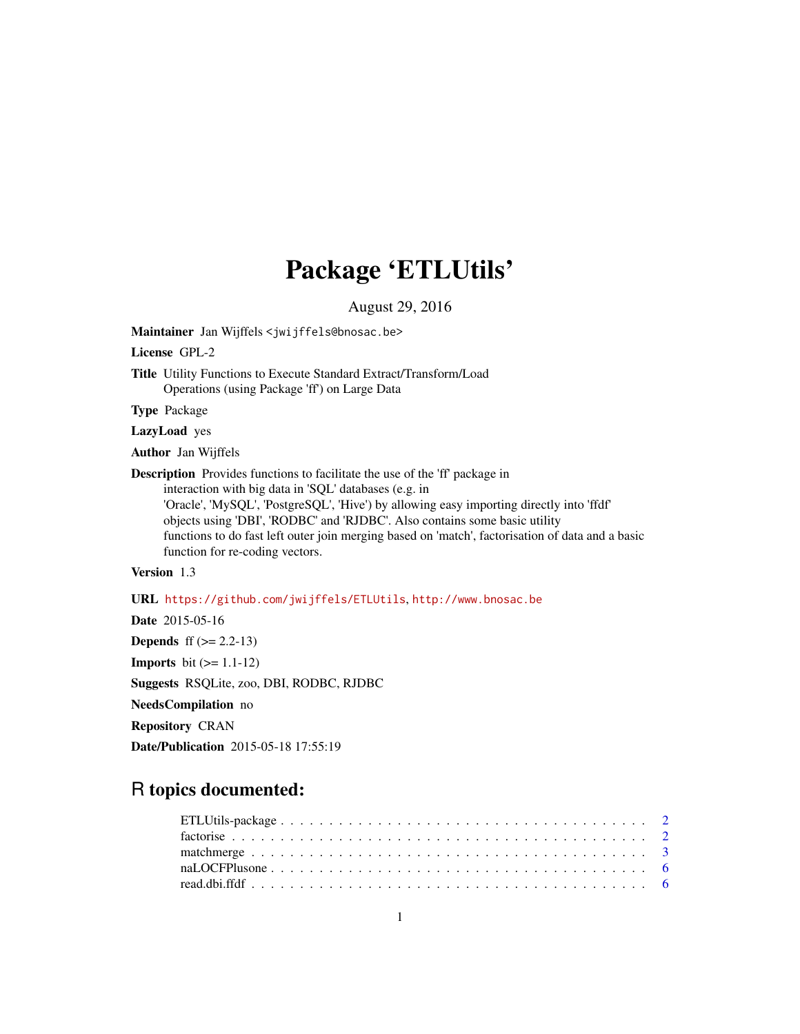# Package 'ETLUtils'

August 29, 2016

**Maintainer** Jan Wijffels <jwijffels@bnosac.be>

**License** GPL-2

**Title** Utility Functions to Execute Standard Extract/Transform/Load Operations (using Package 'ff') on Large Data

**Type** Package

**LazyLoad** yes

**Author** Jan Wijffels

**Description** Provides functions to facilitate the use of the 'ff' package in interaction with big data in 'SQL' databases (e.g. in 'Oracle', 'MySQL', 'PostgreSQL', 'Hive') by allowing easy importing directly into 'ffdf' objects using 'DBI', 'RODBC' and 'RJDBC'. Also contains some basic utility functions to do fast left outer join merging based on 'match', factorisation of data and a basic function for re-coding vectors.

**Version** 1.3

**URL** https://github.com/jwijffels/ETLUtils, http://www.bnosac.be

**Date** 2015-05-16

**Depends** ff (>= 2.2-13)

**Imports** bit (>= 1.1-12)

**Suggests** RSQLite, zoo, DBI, RODBC, RJDBC

**NeedsCompilation** no

**Repository** CRAN

**Date/Publication** 2015-05-18 17:55:19

## R topics documented:

- ETLUtils-package . . . . . . . . . . . . . . . . . . . . . . . . . . . . . . . . . . . . 2
- factorise . . . . . . . . . . . . . . . . . . . . . . . . . . . . . . . . . . . . . . . . . 2
- matchmerge . . . . . . . . . . . . . . . . . . . . . . . . . . . . . . . . . . . . . . . . 3
- naLOCFPlusone . . . . . . . . . . . . . . . . . . . . . . . . . . . . . . . . . . . . . . 6
- read.dbi.ffdf . . . . . . . . . . . . . . . . . . . . . . . . . . . . . . . . . . . . . . . 6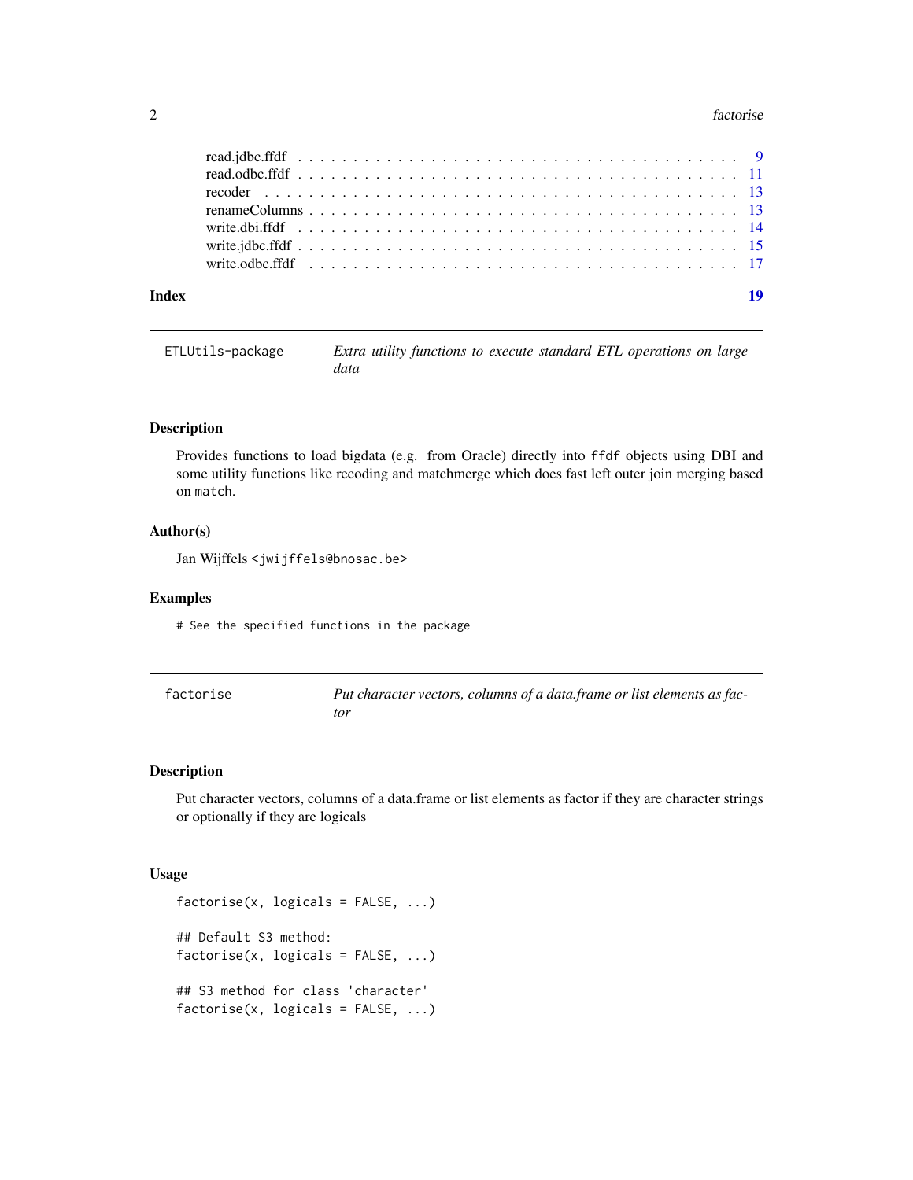read.jdbc.ffdf . . . . . . . . . . . . . . . . . . . . . . . . . . . . . . . . . . . . . 9
read.odbc.ffdf . . . . . . . . . . . . . . . . . . . . . . . . . . . . . . . . . . . . . 11
recoder . . . . . . . . . . . . . . . . . . . . . . . . . . . . . . . . . . . . . . . . 13
renameColumns . . . . . . . . . . . . . . . . . . . . . . . . . . . . . . . . . . . . . 13
write.dbi.ffdf . . . . . . . . . . . . . . . . . . . . . . . . . . . . . . . . . . . . . 14
write.jdbc.ffdf . . . . . . . . . . . . . . . . . . . . . . . . . . . . . . . . . . . . . 15
write.odbc.ffdf . . . . . . . . . . . . . . . . . . . . . . . . . . . . . . . . . . . . . 17

**Index** **19**

---

`ETLUtils-package` *Extra utility functions to execute standard ETL operations on large data*

---

### Description

Provides functions to load bigdata (e.g. from Oracle) directly into `ffdf` objects using DBI and some utility functions like recoding and matchmerge which does fast left outer join merging based on `match`.

### Author(s)

Jan Wijffels <jwijffels@bnosac.be>

### Examples

```
# See the specified functions in the package
```

---

`factorise` *Put character vectors, columns of a data.frame or list elements as factor*

---

### Description

Put character vectors, columns of a data.frame or list elements as factor if they are character strings or optionally if they are logicals

### Usage

```
factorise(x, logicals = FALSE, ...)

## Default S3 method:
factorise(x, logicals = FALSE, ...)

## S3 method for class 'character'
factorise(x, logicals = FALSE, ...)
```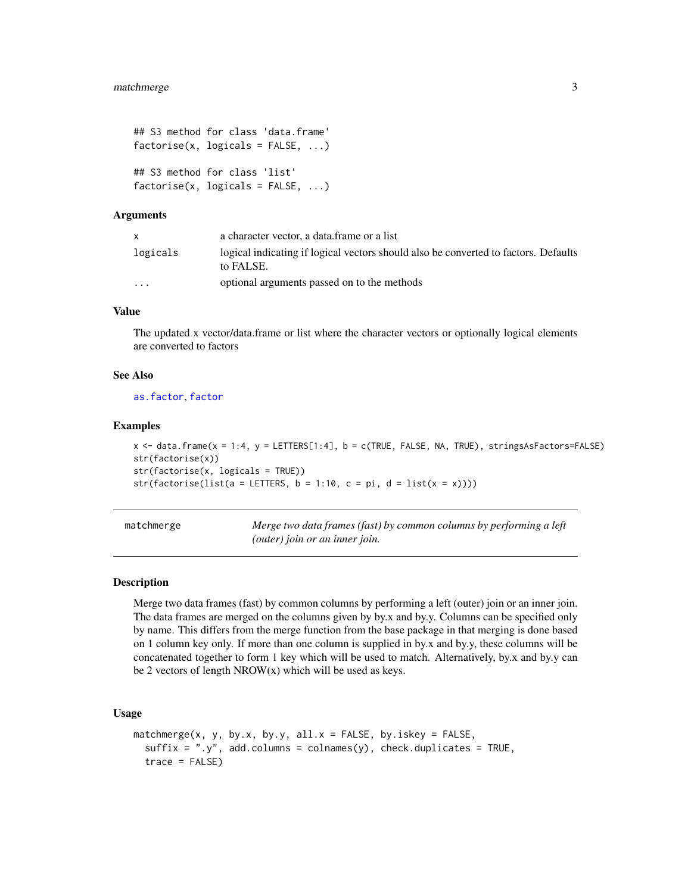```
## S3 method for class 'data.frame'
factorise(x, logicals = FALSE, ...)

## S3 method for class 'list'
factorise(x, logicals = FALSE, ...)
```

### Arguments

| | |
|---|---|
| x | a character vector, a data.frame or a list |
| logicals | logical indicating if logical vectors should also be converted to factors. Defaults to FALSE. |
| ... | optional arguments passed on to the methods |

### Value

The updated x vector/data.frame or list where the character vectors or optionally logical elements are converted to factors

### See Also

as.factor, factor

### Examples

```
x <- data.frame(x = 1:4, y = LETTERS[1:4], b = c(TRUE, FALSE, NA, TRUE), stringsAsFactors=FALSE)
str(factorise(x))
str(factorise(x, logicals = TRUE))
str(factorise(list(a = LETTERS, b = 1:10, c = pi, d = list(x = x))))
```

---

## matchmerge — *Merge two data frames (fast) by common columns by performing a left (outer) join or an inner join.*

---

### Description

Merge two data frames (fast) by common columns by performing a left (outer) join or an inner join. The data frames are merged on the columns given by by.x and by.y. Columns can be specified only by name. This differs from the merge function from the base package in that merging is done based on 1 column key only. If more than one column is supplied in by.x and by.y, these columns will be concatenated together to form 1 key which will be used to match. Alternatively, by.x and by.y can be 2 vectors of length NROW(x) which will be used as keys.

### Usage

```
matchmerge(x, y, by.x, by.y, all.x = FALSE, by.iskey = FALSE,
  suffix = ".y", add.columns = colnames(y), check.duplicates = TRUE,
  trace = FALSE)
```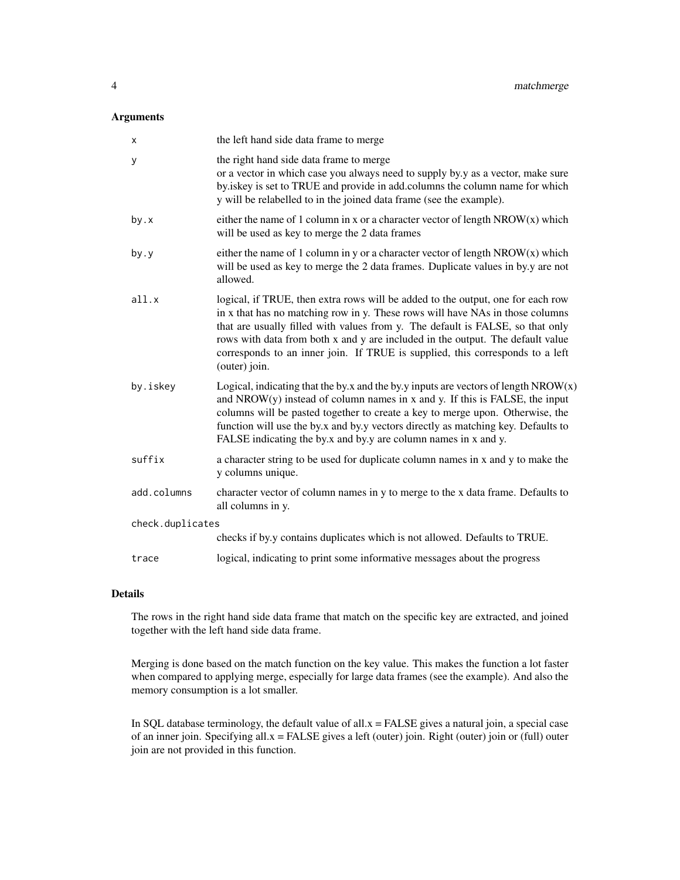## Arguments

| | |
|---|---|
| `x` | the left hand side data frame to merge |
| `y` | the right hand side data frame to merge<br>or a vector in which case you always need to supply by.y as a vector, make sure by.iskey is set to TRUE and provide in add.columns the column name for which y will be relabelled to in the joined data frame (see the example). |
| `by.x` | either the name of 1 column in x or a character vector of length NROW(x) which will be used as key to merge the 2 data frames |
| `by.y` | either the name of 1 column in y or a character vector of length NROW(x) which will be used as key to merge the 2 data frames. Duplicate values in by.y are not allowed. |
| `all.x` | logical, if TRUE, then extra rows will be added to the output, one for each row in x that has no matching row in y. These rows will have NAs in those columns that are usually filled with values from y. The default is FALSE, so that only rows with data from both x and y are included in the output. The default value corresponds to an inner join. If TRUE is supplied, this corresponds to a left (outer) join. |
| `by.iskey` | Logical, indicating that the by.x and the by.y inputs are vectors of length NROW(x) and NROW(y) instead of column names in x and y. If this is FALSE, the input columns will be pasted together to create a key to merge upon. Otherwise, the function will use the by.x and by.y vectors directly as matching key. Defaults to FALSE indicating the by.x and by.y are column names in x and y. |
| `suffix` | a character string to be used for duplicate column names in x and y to make the y columns unique. |
| `add.columns` | character vector of column names in y to merge to the x data frame. Defaults to all columns in y. |
| `check.duplicates` | checks if by.y contains duplicates which is not allowed. Defaults to TRUE. |
| `trace` | logical, indicating to print some informative messages about the progress |

## Details

The rows in the right hand side data frame that match on the specific key are extracted, and joined together with the left hand side data frame.

Merging is done based on the match function on the key value. This makes the function a lot faster when compared to applying merge, especially for large data frames (see the example). And also the memory consumption is a lot smaller.

In SQL database terminology, the default value of all.x = FALSE gives a natural join, a special case of an inner join. Specifying all.x = FALSE gives a left (outer) join. Right (outer) join or (full) outer join are not provided in this function.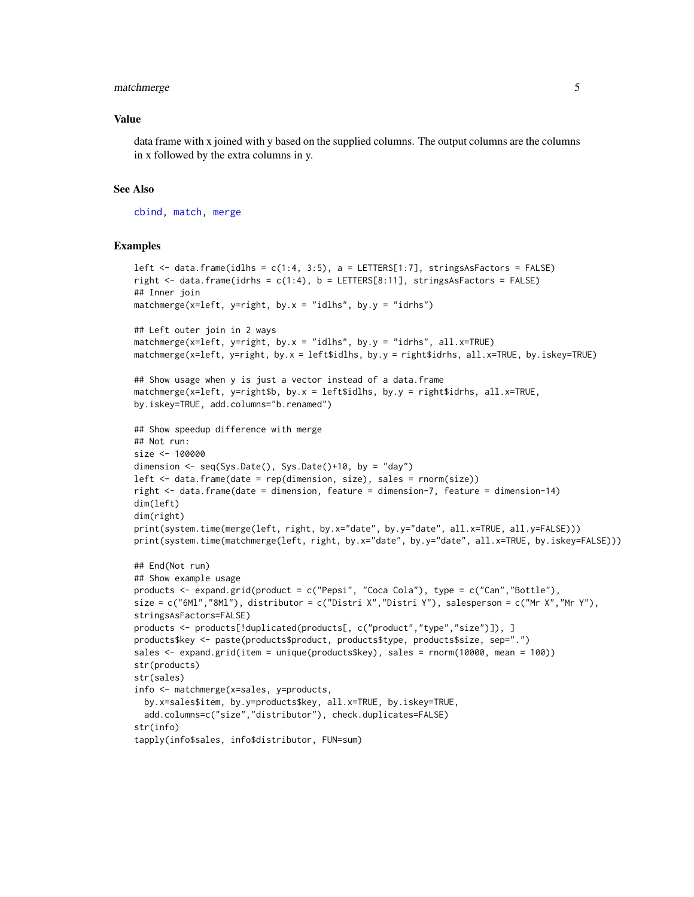## Value

data frame with x joined with y based on the supplied columns. The output columns are the columns in x followed by the extra columns in y.

## See Also

cbind, match, merge

## Examples

```
left <- data.frame(idlhs = c(1:4, 3:5), a = LETTERS[1:7], stringsAsFactors = FALSE)
right <- data.frame(idrhs = c(1:4), b = LETTERS[8:11], stringsAsFactors = FALSE)
## Inner join
matchmerge(x=left, y=right, by.x = "idlhs", by.y = "idrhs")

## Left outer join in 2 ways
matchmerge(x=left, y=right, by.x = "idlhs", by.y = "idrhs", all.x=TRUE)
matchmerge(x=left, y=right, by.x = left$idlhs, by.y = right$idrhs, all.x=TRUE, by.iskey=TRUE)

## Show usage when y is just a vector instead of a data.frame
matchmerge(x=left, y=right$b, by.x = left$idlhs, by.y = right$idrhs, all.x=TRUE,
by.iskey=TRUE, add.columns="b.renamed")

## Show speedup difference with merge
## Not run:
size <- 100000
dimension <- seq(Sys.Date(), Sys.Date()+10, by = "day")
left <- data.frame(date = rep(dimension, size), sales = rnorm(size))
right <- data.frame(date = dimension, feature = dimension-7, feature = dimension-14)
dim(left)
dim(right)
print(system.time(merge(left, right, by.x="date", by.y="date", all.x=TRUE, all.y=FALSE)))
print(system.time(matchmerge(left, right, by.x="date", by.y="date", all.x=TRUE, by.iskey=FALSE)))

## End(Not run)
## Show example usage
products <- expand.grid(product = c("Pepsi", "Coca Cola"), type = c("Can","Bottle"),
size = c("6Ml","8Ml"), distributor = c("Distri X","Distri Y"), salesperson = c("Mr X","Mr Y"),
stringsAsFactors=FALSE)
products <- products[!duplicated(products[, c("product","type","size")]), ]
products$key <- paste(products$product, products$type, products$size, sep=".")
sales <- expand.grid(item = unique(products$key), sales = rnorm(10000, mean = 100))
str(products)
str(sales)
info <- matchmerge(x=sales, y=products,
  by.x=sales$item, by.y=products$key, all.x=TRUE, by.iskey=TRUE,
  add.columns=c("size","distributor"), check.duplicates=FALSE)
str(info)
tapply(info$sales, info$distributor, FUN=sum)
```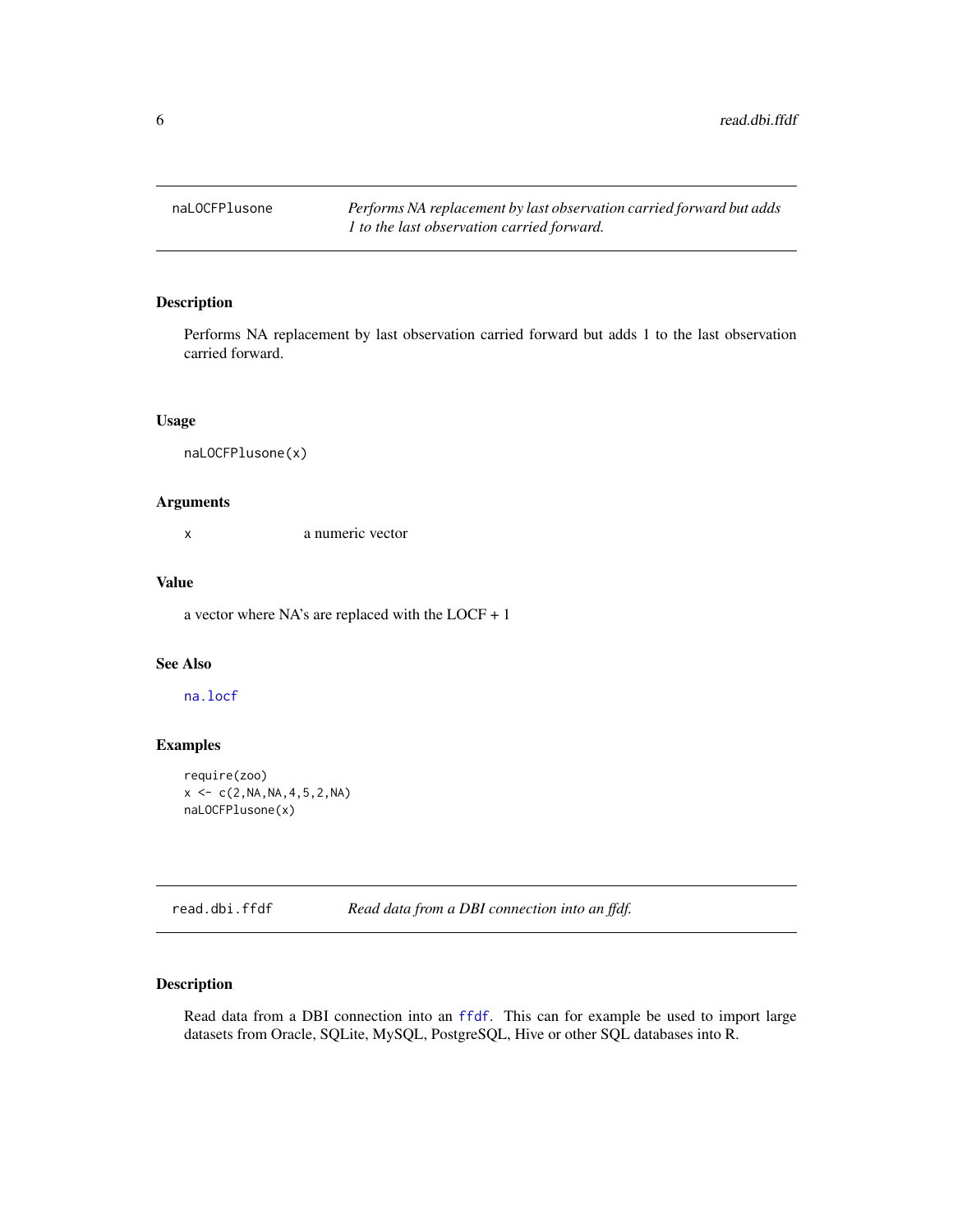## naLOCFPlusone — *Performs NA replacement by last observation carried forward but adds 1 to the last observation carried forward.*

### Description

Performs NA replacement by last observation carried forward but adds 1 to the last observation carried forward.

### Usage

```
naLOCFPlusone(x)
```

### Arguments

| | |
|---|---|
| `x` | a numeric vector |

### Value

a vector where NA's are replaced with the LOCF + 1

### See Also

`na.locf`

### Examples

```
require(zoo)
x <- c(2,NA,NA,4,5,2,NA)
naLOCFPlusone(x)
```

## read.dbi.ffdf — *Read data from a DBI connection into an ffdf.*

### Description

Read data from a DBI connection into an `ffdf`. This can for example be used to import large datasets from Oracle, SQLite, MySQL, PostgreSQL, Hive or other SQL databases into R.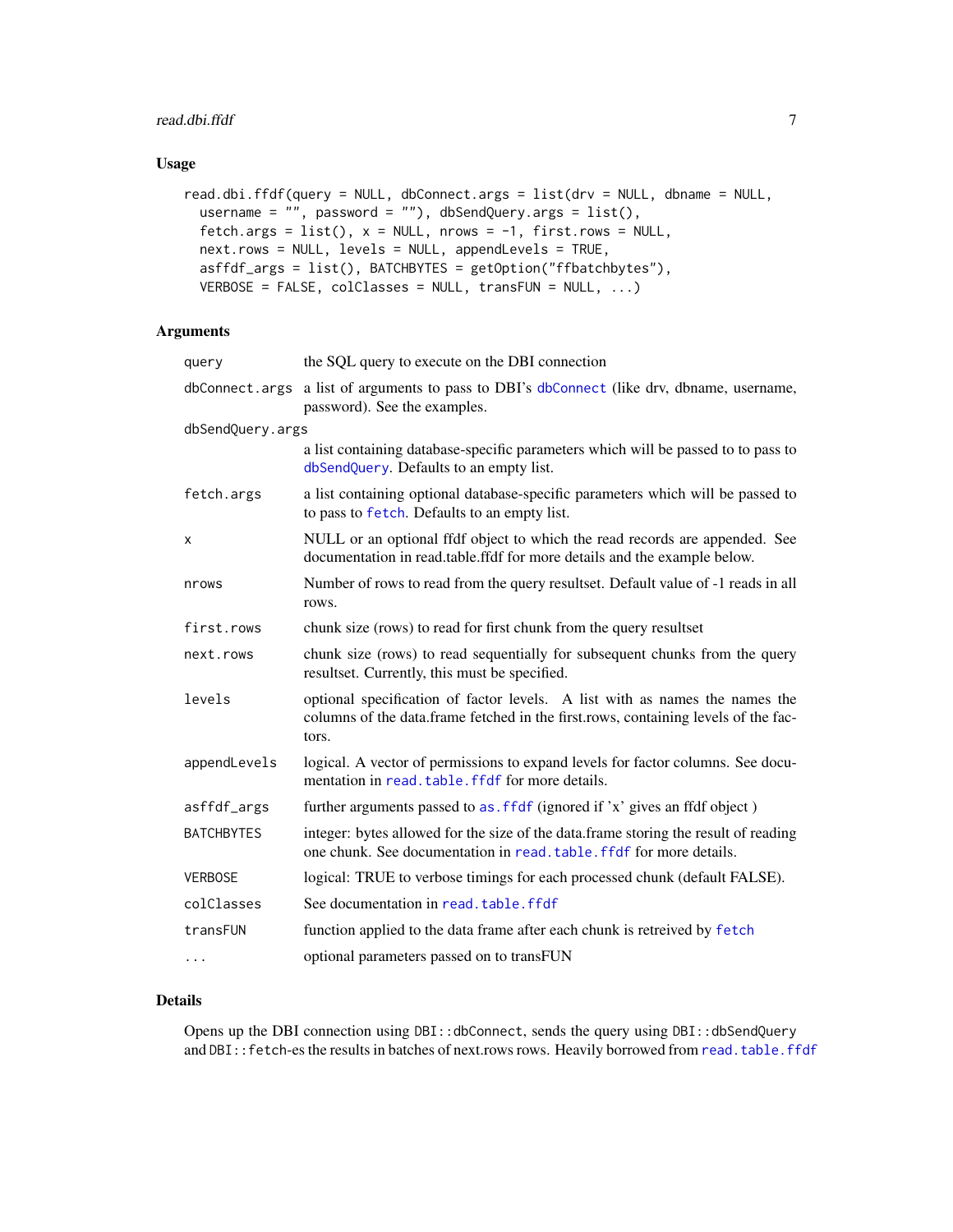## Usage

```
read.dbi.ffdf(query = NULL, dbConnect.args = list(drv = NULL, dbname = NULL,
  username = "", password = ""), dbSendQuery.args = list(),
  fetch.args = list(), x = NULL, nrows = -1, first.rows = NULL,
  next.rows = NULL, levels = NULL, appendLevels = TRUE,
  asffdf_args = list(), BATCHBYTES = getOption("ffbatchbytes"),
  VERBOSE = FALSE, colClasses = NULL, transFUN = NULL, ...)
```

## Arguments

| Argument | Description |
|---|---|
| `query` | the SQL query to execute on the DBI connection |
| `dbConnect.args` | a list of arguments to pass to DBI's `dbConnect` (like drv, dbname, username, password). See the examples. |
| `dbSendQuery.args` | a list containing database-specific parameters which will be passed to to pass to `dbSendQuery`. Defaults to an empty list. |
| `fetch.args` | a list containing optional database-specific parameters which will be passed to to pass to `fetch`. Defaults to an empty list. |
| `x` | NULL or an optional ffdf object to which the read records are appended. See documentation in read.table.ffdf for more details and the example below. |
| `nrows` | Number of rows to read from the query resultset. Default value of -1 reads in all rows. |
| `first.rows` | chunk size (rows) to read for first chunk from the query resultset |
| `next.rows` | chunk size (rows) to read sequentially for subsequent chunks from the query resultset. Currently, this must be specified. |
| `levels` | optional specification of factor levels. A list with as names the names the columns of the data.frame fetched in the first.rows, containing levels of the factors. |
| `appendLevels` | logical. A vector of permissions to expand levels for factor columns. See documentation in `read.table.ffdf` for more details. |
| `asffdf_args` | further arguments passed to `as.ffdf` (ignored if 'x' gives an ffdf object ) |
| `BATCHBYTES` | integer: bytes allowed for the size of the data.frame storing the result of reading one chunk. See documentation in `read.table.ffdf` for more details. |
| `VERBOSE` | logical: TRUE to verbose timings for each processed chunk (default FALSE). |
| `colClasses` | See documentation in `read.table.ffdf` |
| `transFUN` | function applied to the data frame after each chunk is retreived by `fetch` |
| `...` | optional parameters passed on to transFUN |

## Details

Opens up the DBI connection using `DBI::dbConnect`, sends the query using `DBI::dbSendQuery` and `DBI::fetch`-es the results in batches of next.rows rows. Heavily borrowed from `read.table.ffdf`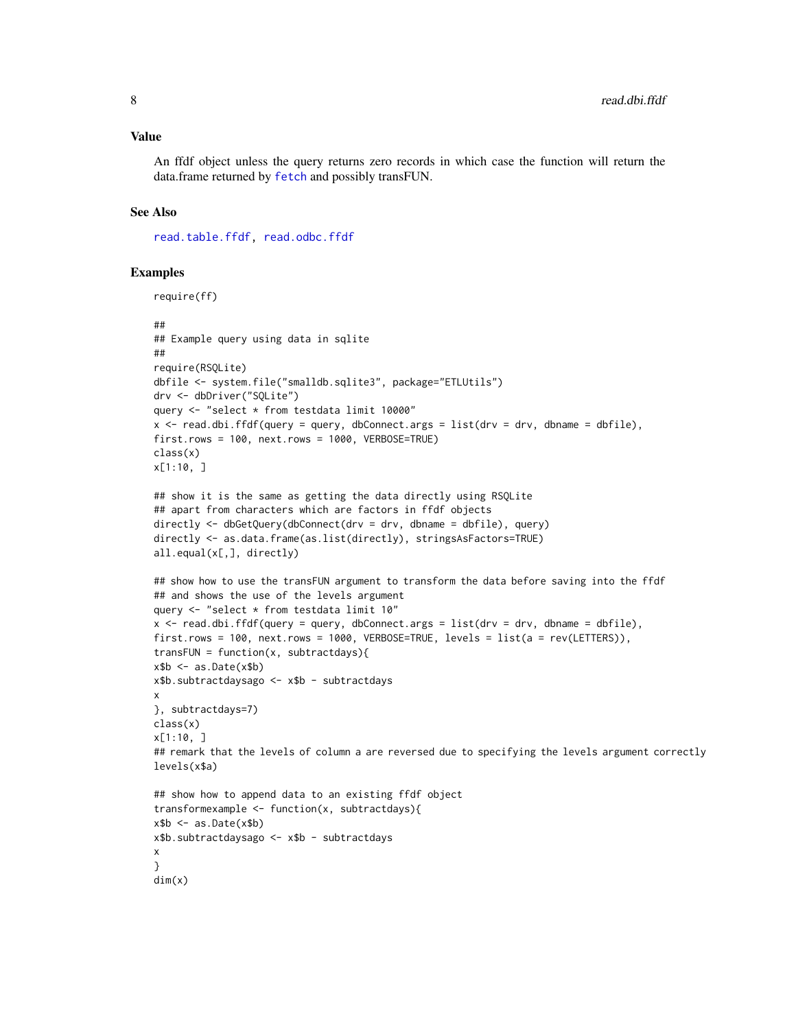## Value

An ffdf object unless the query returns zero records in which case the function will return the data.frame returned by fetch and possibly transFUN.

## See Also

read.table.ffdf, read.odbc.ffdf

## Examples

```
require(ff)

##
## Example query using data in sqlite
##
require(RSQLite)
dbfile <- system.file("smalldb.sqlite3", package="ETLUtils")
drv <- dbDriver("SQLite")
query <- "select * from testdata limit 10000"
x <- read.dbi.ffdf(query = query, dbConnect.args = list(drv = drv, dbname = dbfile),
first.rows = 100, next.rows = 1000, VERBOSE=TRUE)
class(x)
x[1:10, ]

## show it is the same as getting the data directly using RSQLite
## apart from characters which are factors in ffdf objects
directly <- dbGetQuery(dbConnect(drv = drv, dbname = dbfile), query)
directly <- as.data.frame(as.list(directly), stringsAsFactors=TRUE)
all.equal(x[,], directly)

## show how to use the transFUN argument to transform the data before saving into the ffdf
## and shows the use of the levels argument
query <- "select * from testdata limit 10"
x <- read.dbi.ffdf(query = query, dbConnect.args = list(drv = drv, dbname = dbfile),
first.rows = 100, next.rows = 1000, VERBOSE=TRUE, levels = list(a = rev(LETTERS)),
transFUN = function(x, subtractdays){
x$b <- as.Date(x$b)
x$b.subtractdaysago <- x$b - subtractdays
x
}, subtractdays=7)
class(x)
x[1:10, ]
## remark that the levels of column a are reversed due to specifying the levels argument correctly
levels(x$a)

## show how to append data to an existing ffdf object
transformexample <- function(x, subtractdays){
x$b <- as.Date(x$b)
x$b.subtractdaysago <- x$b - subtractdays
x
}
dim(x)
```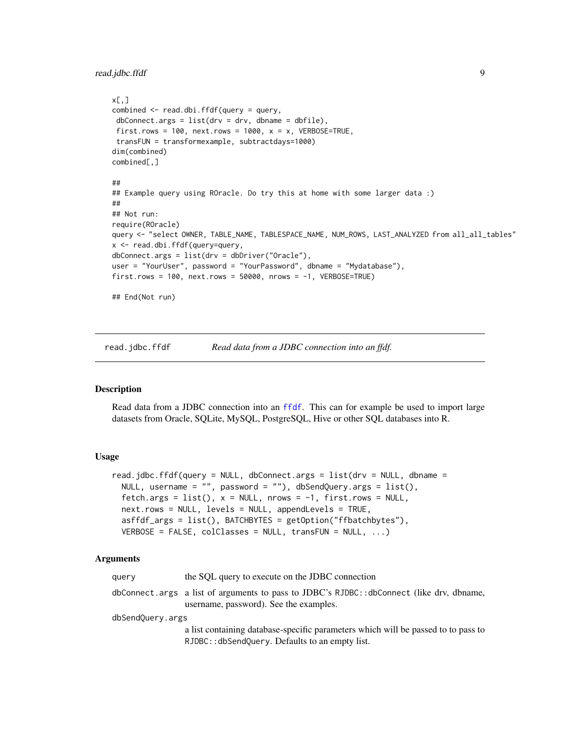```
x[,]
combined <- read.dbi.ffdf(query = query,
 dbConnect.args = list(drv = drv, dbname = dbfile),
 first.rows = 100, next.rows = 1000, x = x, VERBOSE=TRUE,
 transFUN = transformexample, subtractdays=1000)
dim(combined)
combined[,]

##
## Example query using ROracle. Do try this at home with some larger data :)
##
## Not run:
require(ROracle)
query <- "select OWNER, TABLE_NAME, TABLESPACE_NAME, NUM_ROWS, LAST_ANALYZED from all_all_tables"
x <- read.dbi.ffdf(query=query,
dbConnect.args = list(drv = dbDriver("Oracle"),
user = "YourUser", password = "YourPassword", dbname = "Mydatabase"),
first.rows = 100, next.rows = 50000, nrows = -1, VERBOSE=TRUE)

## End(Not run)
```

## read.jdbc.ffdf — *Read data from a JDBC connection into an ffdf.*

### Description

Read data from a JDBC connection into an ffdf. This can for example be used to import large datasets from Oracle, SQLite, MySQL, PostgreSQL, Hive or other SQL databases into R.

### Usage

```
read.jdbc.ffdf(query = NULL, dbConnect.args = list(drv = NULL, dbname =
  NULL, username = "", password = ""), dbSendQuery.args = list(),
  fetch.args = list(), x = NULL, nrows = -1, first.rows = NULL,
  next.rows = NULL, levels = NULL, appendLevels = TRUE,
  asffdf_args = list(), BATCHBYTES = getOption("ffbatchbytes"),
  VERBOSE = FALSE, colClasses = NULL, transFUN = NULL, ...)
```

### Arguments

| | |
|---|---|
| `query` | the SQL query to execute on the JDBC connection |
| `dbConnect.args` | a list of arguments to pass to JDBC's `RJDBC::dbConnect` (like drv, dbname, username, password). See the examples. |
| `dbSendQuery.args` | a list containing database-specific parameters which will be passed to to pass to `RJDBC::dbSendQuery`. Defaults to an empty list. |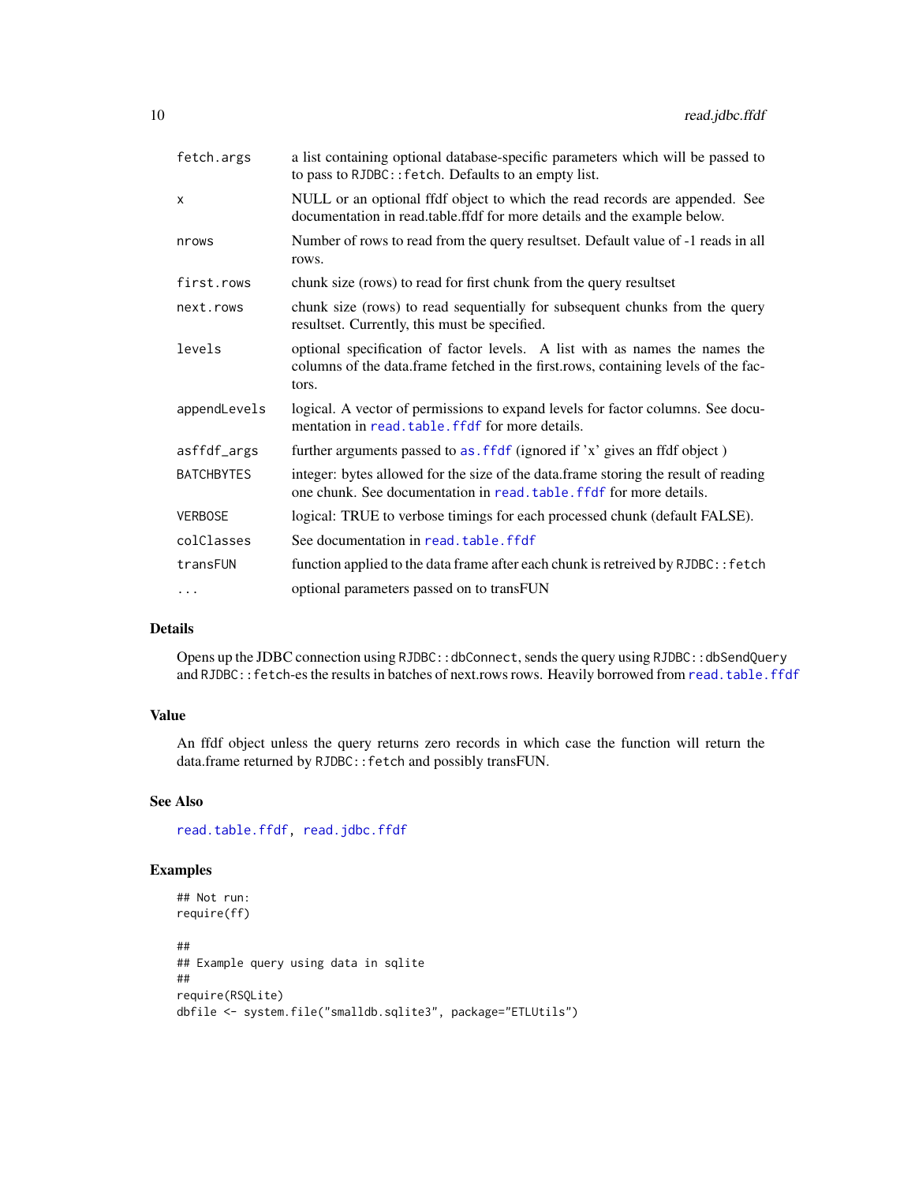| | |
|---|---|
| `fetch.args` | a list containing optional database-specific parameters which will be passed to to pass to `RJDBC::fetch`. Defaults to an empty list. |
| `x` | NULL or an optional ffdf object to which the read records are appended. See documentation in read.table.ffdf for more details and the example below. |
| `nrows` | Number of rows to read from the query resultset. Default value of -1 reads in all rows. |
| `first.rows` | chunk size (rows) to read for first chunk from the query resultset |
| `next.rows` | chunk size (rows) to read sequentially for subsequent chunks from the query resultset. Currently, this must be specified. |
| `levels` | optional specification of factor levels. A list with as names the names the columns of the data.frame fetched in the first.rows, containing levels of the factors. |
| `appendLevels` | logical. A vector of permissions to expand levels for factor columns. See documentation in `read.table.ffdf` for more details. |
| `asffdf_args` | further arguments passed to `as.ffdf` (ignored if 'x' gives an ffdf object ) |
| `BATCHBYTES` | integer: bytes allowed for the size of the data.frame storing the result of reading one chunk. See documentation in `read.table.ffdf` for more details. |
| `VERBOSE` | logical: TRUE to verbose timings for each processed chunk (default FALSE). |
| `colClasses` | See documentation in `read.table.ffdf` |
| `transFUN` | function applied to the data frame after each chunk is retreived by `RJDBC::fetch` |
| `...` | optional parameters passed on to transFUN |

## Details

Opens up the JDBC connection using `RJDBC::dbConnect`, sends the query using `RJDBC::dbSendQuery` and `RJDBC::fetch`-es the results in batches of next.rows rows. Heavily borrowed from `read.table.ffdf`

## Value

An ffdf object unless the query returns zero records in which case the function will return the data.frame returned by `RJDBC::fetch` and possibly transFUN.

## See Also

`read.table.ffdf`, `read.jdbc.ffdf`

## Examples

```
## Not run:
require(ff)

##
## Example query using data in sqlite
##
require(RSQLite)
dbfile <- system.file("smalldb.sqlite3", package="ETLUtils")
```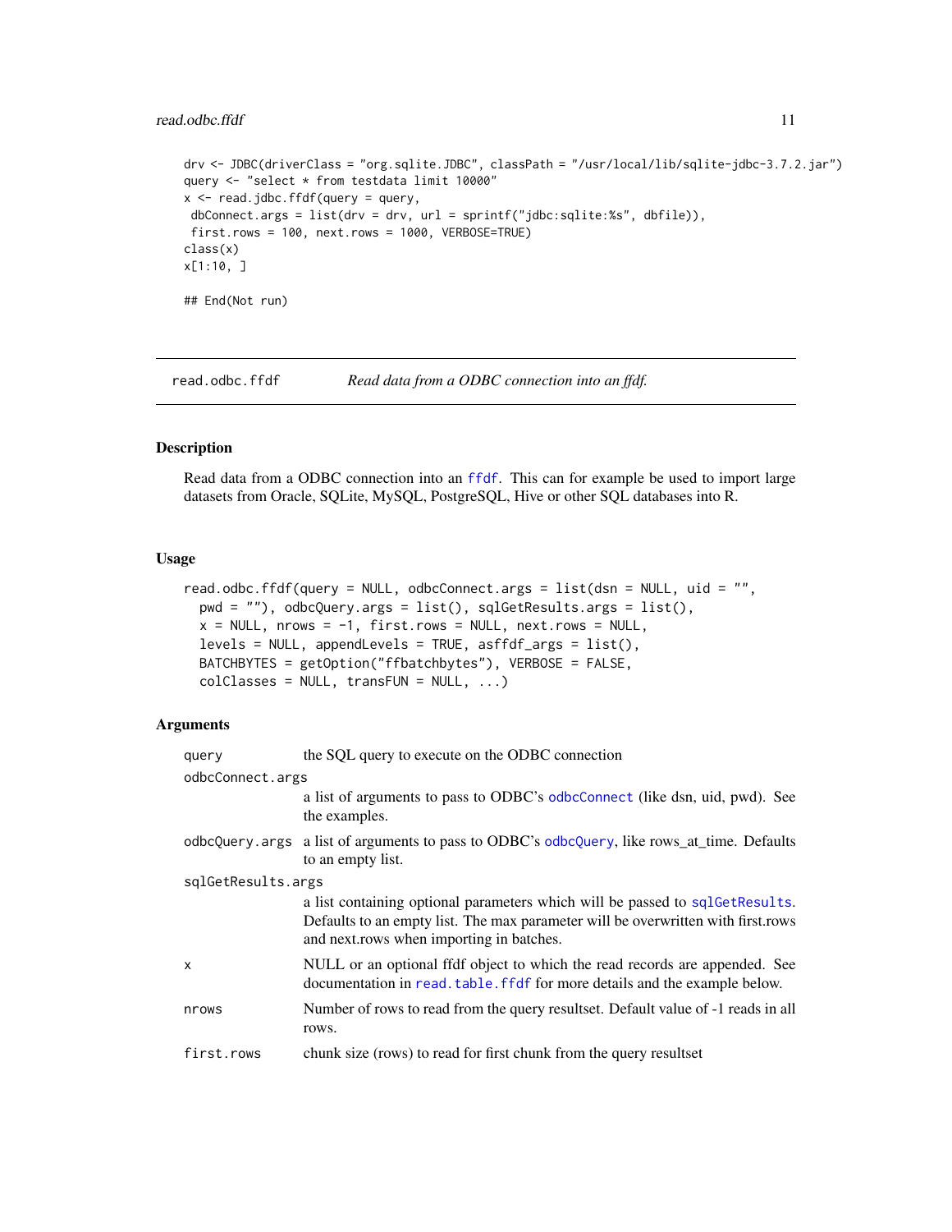```
drv <- JDBC(driverClass = "org.sqlite.JDBC", classPath = "/usr/local/lib/sqlite-jdbc-3.7.2.jar")
query <- "select * from testdata limit 10000"
x <- read.jdbc.ffdf(query = query,
 dbConnect.args = list(drv = drv, url = sprintf("jdbc:sqlite:%s", dbfile)),
 first.rows = 100, next.rows = 1000, VERBOSE=TRUE)
class(x)
x[1:10, ]

## End(Not run)
```

---

## read.odbc.ffdf — *Read data from a ODBC connection into an ffdf.*

---

### Description

Read data from a ODBC connection into an `ffdf`. This can for example be used to import large datasets from Oracle, SQLite, MySQL, PostgreSQL, Hive or other SQL databases into R.

### Usage

```
read.odbc.ffdf(query = NULL, odbcConnect.args = list(dsn = NULL, uid = "",
  pwd = ""), odbcQuery.args = list(), sqlGetResults.args = list(),
  x = NULL, nrows = -1, first.rows = NULL, next.rows = NULL,
  levels = NULL, appendLevels = TRUE, asffdf_args = list(),
  BATCHBYTES = getOption("ffbatchbytes"), VERBOSE = FALSE,
  colClasses = NULL, transFUN = NULL, ...)
```

### Arguments

| | |
|---|---|
| `query` | the SQL query to execute on the ODBC connection |
| `odbcConnect.args` | a list of arguments to pass to ODBC's `odbcConnect` (like dsn, uid, pwd). See the examples. |
| `odbcQuery.args` | a list of arguments to pass to ODBC's `odbcQuery`, like rows_at_time. Defaults to an empty list. |
| `sqlGetResults.args` | a list containing optional parameters which will be passed to `sqlGetResults`. Defaults to an empty list. The max parameter will be overwritten with first.rows and next.rows when importing in batches. |
| `x` | NULL or an optional ffdf object to which the read records are appended. See documentation in `read.table.ffdf` for more details and the example below. |
| `nrows` | Number of rows to read from the query resultset. Default value of -1 reads in all rows. |
| `first.rows` | chunk size (rows) to read for first chunk from the query resultset |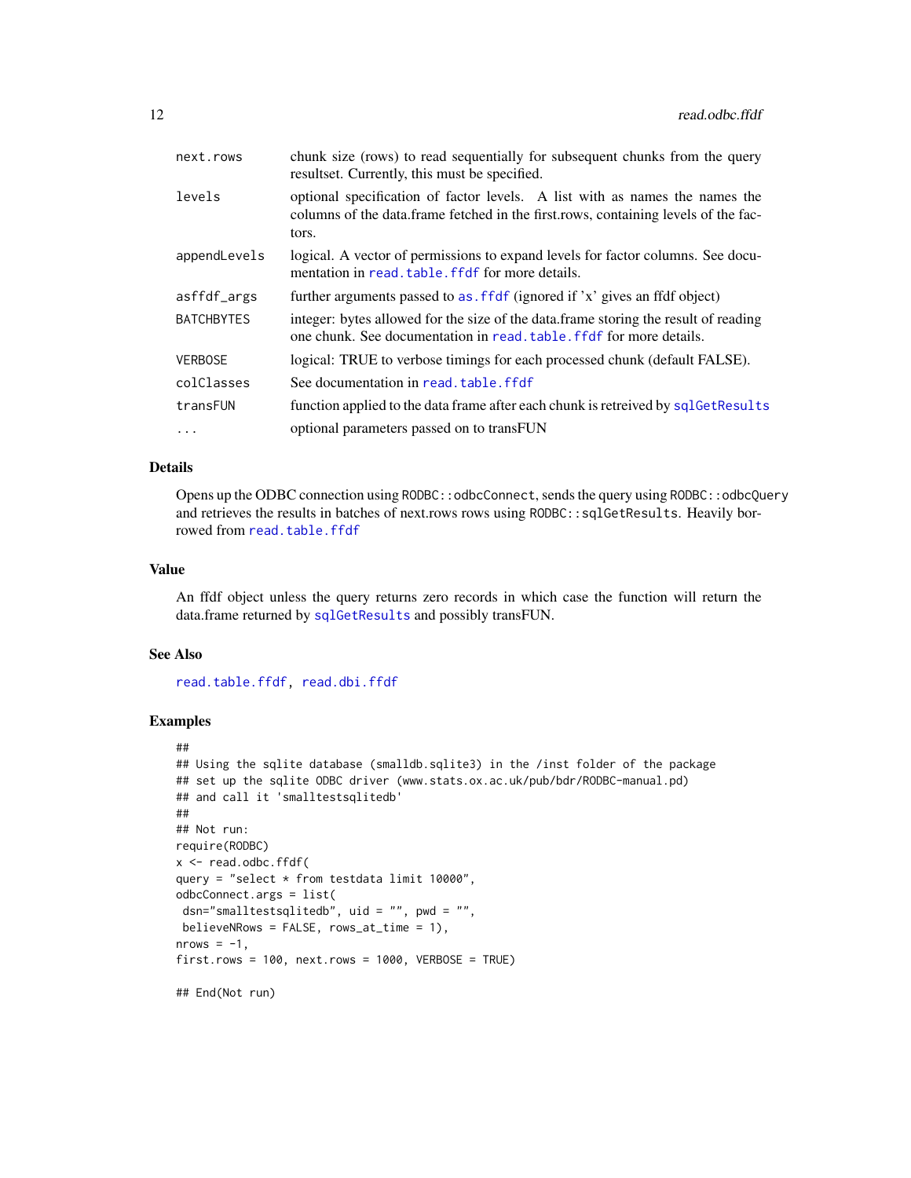| | |
|---|---|
| next.rows | chunk size (rows) to read sequentially for subsequent chunks from the query resultset. Currently, this must be specified. |
| levels | optional specification of factor levels. A list with as names the names the columns of the data.frame fetched in the first.rows, containing levels of the factors. |
| appendLevels | logical. A vector of permissions to expand levels for factor columns. See documentation in read.table.ffdf for more details. |
| asffdf_args | further arguments passed to as.ffdf (ignored if 'x' gives an ffdf object) |
| BATCHBYTES | integer: bytes allowed for the size of the data.frame storing the result of reading one chunk. See documentation in read.table.ffdf for more details. |
| VERBOSE | logical: TRUE to verbose timings for each processed chunk (default FALSE). |
| colClasses | See documentation in read.table.ffdf |
| transFUN | function applied to the data frame after each chunk is retreived by sqlGetResults |
| ... | optional parameters passed on to transFUN |

## Details

Opens up the ODBC connection using `RODBC::odbcConnect`, sends the query using `RODBC::odbcQuery` and retrieves the results in batches of next.rows rows using `RODBC::sqlGetResults`. Heavily borrowed from read.table.ffdf

## Value

An ffdf object unless the query returns zero records in which case the function will return the data.frame returned by sqlGetResults and possibly transFUN.

## See Also

read.table.ffdf, read.dbi.ffdf

## Examples

```
##
## Using the sqlite database (smalldb.sqlite3) in the /inst folder of the package
## set up the sqlite ODBC driver (www.stats.ox.ac.uk/pub/bdr/RODBC-manual.pd)
## and call it 'smalltestsqlitedb'
##
## Not run:
require(RODBC)
x <- read.odbc.ffdf(
query = "select * from testdata limit 10000",
odbcConnect.args = list(
 dsn="smalltestsqlitedb", uid = "", pwd = "",
 believeNRows = FALSE, rows_at_time = 1),
nrows = -1,
first.rows = 100, next.rows = 1000, VERBOSE = TRUE)

## End(Not run)
```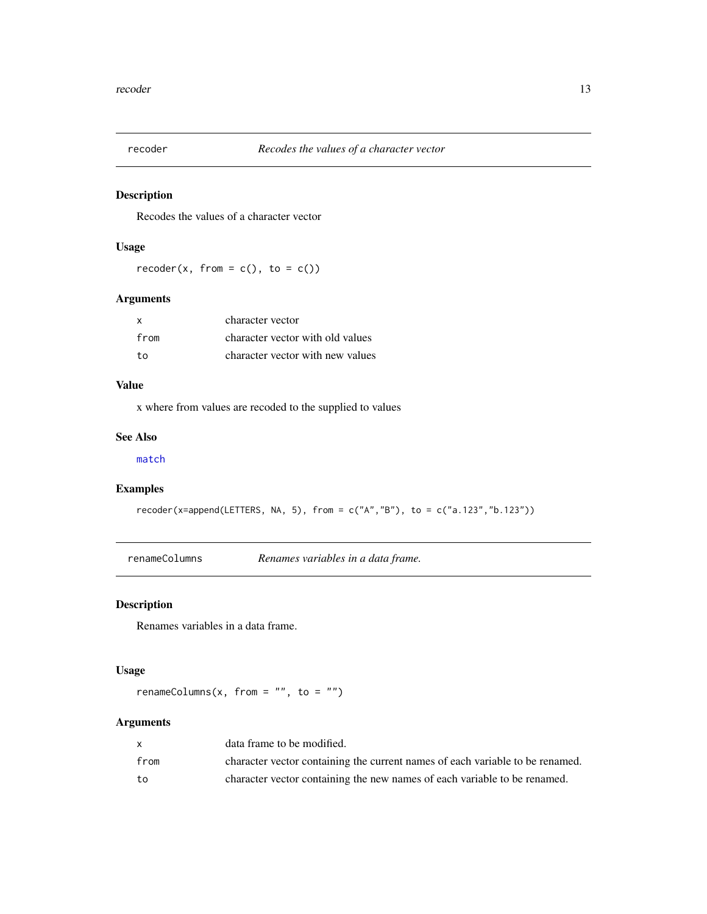## recoder — *Recodes the values of a character vector*

### Description

Recodes the values of a character vector

### Usage

```
recoder(x, from = c(), to = c())
```

### Arguments

| | |
|---|---|
| x | character vector |
| from | character vector with old values |
| to | character vector with new values |

### Value

x where from values are recoded to the supplied to values

### See Also

match

### Examples

```
recoder(x=append(LETTERS, NA, 5), from = c("A","B"), to = c("a.123","b.123"))
```

## renameColumns — *Renames variables in a data frame.*

### Description

Renames variables in a data frame.

### Usage

```
renameColumns(x, from = "", to = "")
```

### Arguments

| | |
|---|---|
| x | data frame to be modified. |
| from | character vector containing the current names of each variable to be renamed. |
| to | character vector containing the new names of each variable to be renamed. |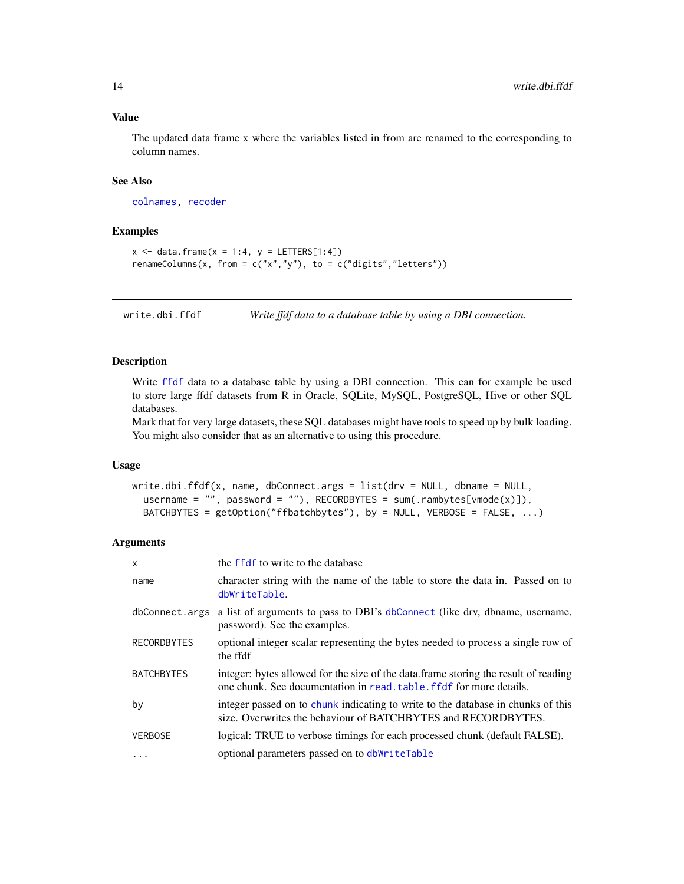### Value

The updated data frame x where the variables listed in from are renamed to the corresponding to column names.

### See Also

colnames, recoder

### Examples

```
x <- data.frame(x = 1:4, y = LETTERS[1:4])
renameColumns(x, from = c("x","y"), to = c("digits","letters"))
```

---

## write.dbi.ffdf — *Write ffdf data to a database table by using a DBI connection.*

---

### Description

Write ffdf data to a database table by using a DBI connection. This can for example be used to store large ffdf datasets from R in Oracle, SQLite, MySQL, PostgreSQL, Hive or other SQL databases.

Mark that for very large datasets, these SQL databases might have tools to speed up by bulk loading. You might also consider that as an alternative to using this procedure.

### Usage

```
write.dbi.ffdf(x, name, dbConnect.args = list(drv = NULL, dbname = NULL,
  username = "", password = ""), RECORDBYTES = sum(.rambytes[vmode(x)]),
  BATCHBYTES = getOption("ffbatchbytes"), by = NULL, VERBOSE = FALSE, ...)
```

### Arguments

| | |
|---|---|
| x | the ffdf to write to the database |
| name | character string with the name of the table to store the data in. Passed on to dbWriteTable. |
| dbConnect.args | a list of arguments to pass to DBI's dbConnect (like drv, dbname, username, password). See the examples. |
| RECORDBYTES | optional integer scalar representing the bytes needed to process a single row of the ffdf |
| BATCHBYTES | integer: bytes allowed for the size of the data.frame storing the result of reading one chunk. See documentation in read.table.ffdf for more details. |
| by | integer passed on to chunk indicating to write to the database in chunks of this size. Overwrites the behaviour of BATCHBYTES and RECORDBYTES. |
| VERBOSE | logical: TRUE to verbose timings for each processed chunk (default FALSE). |
| ... | optional parameters passed on to dbWriteTable |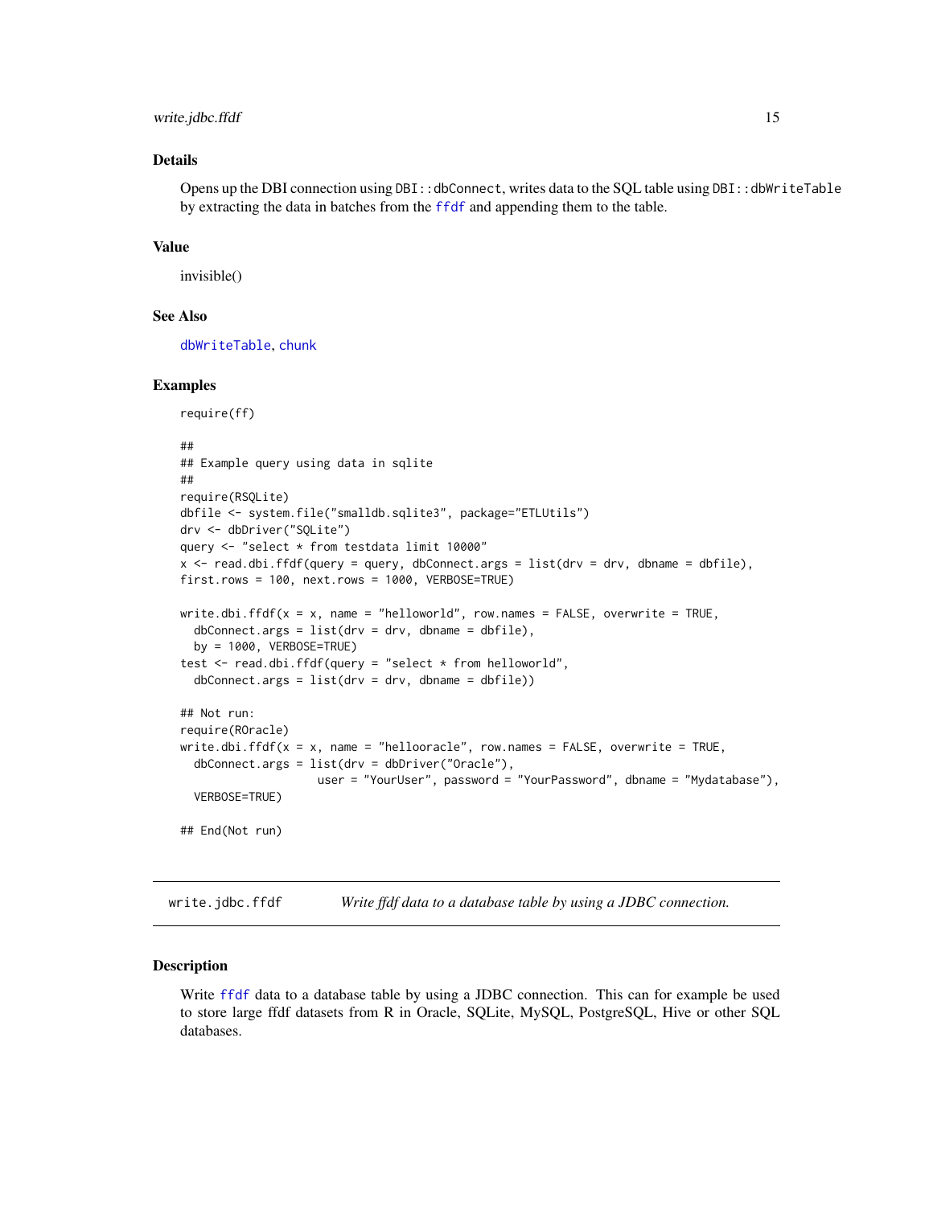### Details

Opens up the DBI connection using `DBI::dbConnect`, writes data to the SQL table using `DBI::dbWriteTable` by extracting the data in batches from the `ffdf` and appending them to the table.

### Value

invisible()

### See Also

`dbWriteTable`, `chunk`

### Examples

```
require(ff)

##
## Example query using data in sqlite
##
require(RSQLite)
dbfile <- system.file("smalldb.sqlite3", package="ETLUtils")
drv <- dbDriver("SQLite")
query <- "select * from testdata limit 10000"
x <- read.dbi.ffdf(query = query, dbConnect.args = list(drv = drv, dbname = dbfile),
first.rows = 100, next.rows = 1000, VERBOSE=TRUE)

write.dbi.ffdf(x = x, name = "helloworld", row.names = FALSE, overwrite = TRUE,
  dbConnect.args = list(drv = drv, dbname = dbfile),
  by = 1000, VERBOSE=TRUE)
test <- read.dbi.ffdf(query = "select * from helloworld",
  dbConnect.args = list(drv = drv, dbname = dbfile))

## Not run:
require(ROracle)
write.dbi.ffdf(x = x, name = "hellooracle", row.names = FALSE, overwrite = TRUE,
  dbConnect.args = list(drv = dbDriver("Oracle"),
                  user = "YourUser", password = "YourPassword", dbname = "Mydatabase"),
  VERBOSE=TRUE)

## End(Not run)
```

---

## write.jdbc.ffdf — *Write ffdf data to a database table by using a JDBC connection.*

---

### Description

Write `ffdf` data to a database table by using a JDBC connection. This can for example be used to store large ffdf datasets from R in Oracle, SQLite, MySQL, PostgreSQL, Hive or other SQL databases.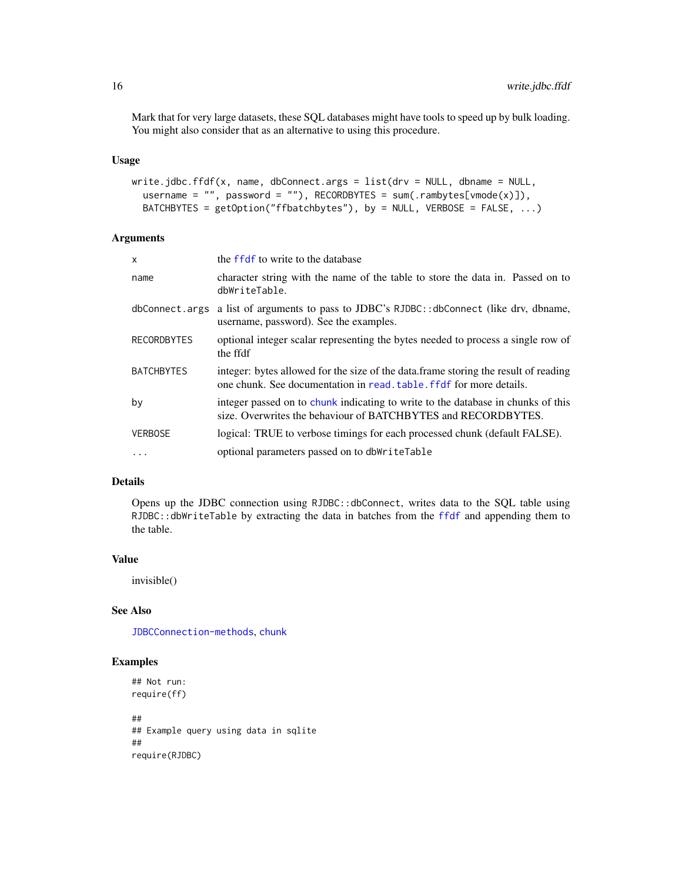Mark that for very large datasets, these SQL databases might have tools to speed up by bulk loading. You might also consider that as an alternative to using this procedure.

### Usage

```
write.jdbc.ffdf(x, name, dbConnect.args = list(drv = NULL, dbname = NULL,
  username = "", password = ""), RECORDBYTES = sum(.rambytes[vmode(x)]),
  BATCHBYTES = getOption("ffbatchbytes"), by = NULL, VERBOSE = FALSE, ...)
```

### Arguments

| | |
|---|---|
| `x` | the `ffdf` to write to the database |
| `name` | character string with the name of the table to store the data in. Passed on to `dbWriteTable`. |
| `dbConnect.args` | a list of arguments to pass to JDBC's `RJDBC::dbConnect` (like drv, dbname, username, password). See the examples. |
| `RECORDBYTES` | optional integer scalar representing the bytes needed to process a single row of the ffdf |
| `BATCHBYTES` | integer: bytes allowed for the size of the data.frame storing the result of reading one chunk. See documentation in `read.table.ffdf` for more details. |
| `by` | integer passed on to `chunk` indicating to write to the database in chunks of this size. Overwrites the behaviour of BATCHBYTES and RECORDBYTES. |
| `VERBOSE` | logical: TRUE to verbose timings for each processed chunk (default FALSE). |
| `...` | optional parameters passed on to `dbWriteTable` |

### Details

Opens up the JDBC connection using `RJDBC::dbConnect`, writes data to the SQL table using `RJDBC::dbWriteTable` by extracting the data in batches from the `ffdf` and appending them to the table.

### Value

invisible()

### See Also

`JDBCConnection-methods`, `chunk`

### Examples

```
## Not run:
require(ff)

##
## Example query using data in sqlite
##
require(RJDBC)
```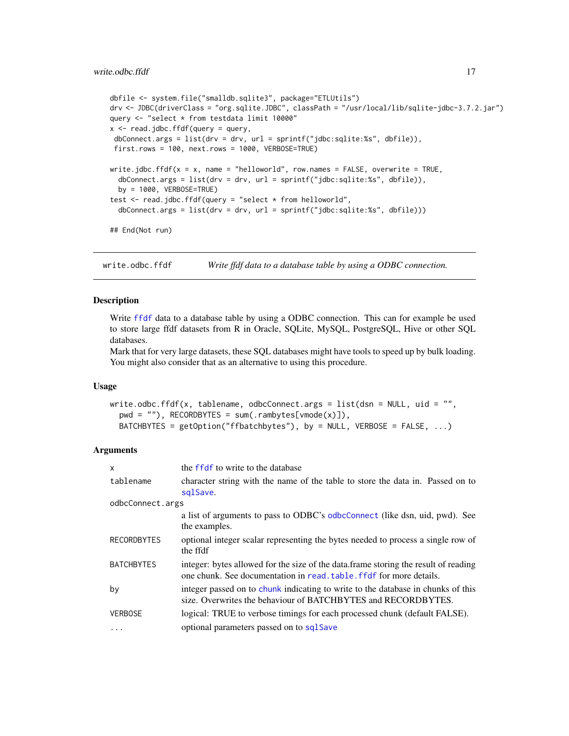```
dbfile <- system.file("smalldb.sqlite3", package="ETLUtils")
drv <- JDBC(driverClass = "org.sqlite.JDBC", classPath = "/usr/local/lib/sqlite-jdbc-3.7.2.jar")
query <- "select * from testdata limit 10000"
x <- read.jdbc.ffdf(query = query,
 dbConnect.args = list(drv = drv, url = sprintf("jdbc:sqlite:%s", dbfile)),
 first.rows = 100, next.rows = 1000, VERBOSE=TRUE)

write.jdbc.ffdf(x = x, name = "helloworld", row.names = FALSE, overwrite = TRUE,
  dbConnect.args = list(drv = drv, url = sprintf("jdbc:sqlite:%s", dbfile)),
  by = 1000, VERBOSE=TRUE)
test <- read.jdbc.ffdf(query = "select * from helloworld",
  dbConnect.args = list(drv = drv, url = sprintf("jdbc:sqlite:%s", dbfile)))

## End(Not run)
```

## write.odbc.ffdf — *Write ffdf data to a database table by using a ODBC connection.*

### Description

Write ffdf data to a database table by using a ODBC connection. This can for example be used to store large ffdf datasets from R in Oracle, SQLite, MySQL, PostgreSQL, Hive or other SQL databases.

Mark that for very large datasets, these SQL databases might have tools to speed up by bulk loading. You might also consider that as an alternative to using this procedure.

### Usage

```
write.odbc.ffdf(x, tablename, odbcConnect.args = list(dsn = NULL, uid = "",
  pwd = ""), RECORDBYTES = sum(.rambytes[vmode(x)]),
  BATCHBYTES = getOption("ffbatchbytes"), by = NULL, VERBOSE = FALSE, ...)
```

### Arguments

| Argument | Description |
|---|---|
| `x` | the ffdf to write to the database |
| `tablename` | character string with the name of the table to store the data in. Passed on to sqlSave. |
| `odbcConnect.args` | a list of arguments to pass to ODBC's odbcConnect (like dsn, uid, pwd). See the examples. |
| `RECORDBYTES` | optional integer scalar representing the bytes needed to process a single row of the ffdf |
| `BATCHBYTES` | integer: bytes allowed for the size of the data.frame storing the result of reading one chunk. See documentation in read.table.ffdf for more details. |
| `by` | integer passed on to chunk indicating to write to the database in chunks of this size. Overwrites the behaviour of BATCHBYTES and RECORDBYTES. |
| `VERBOSE` | logical: TRUE to verbose timings for each processed chunk (default FALSE). |
| `...` | optional parameters passed on to sqlSave |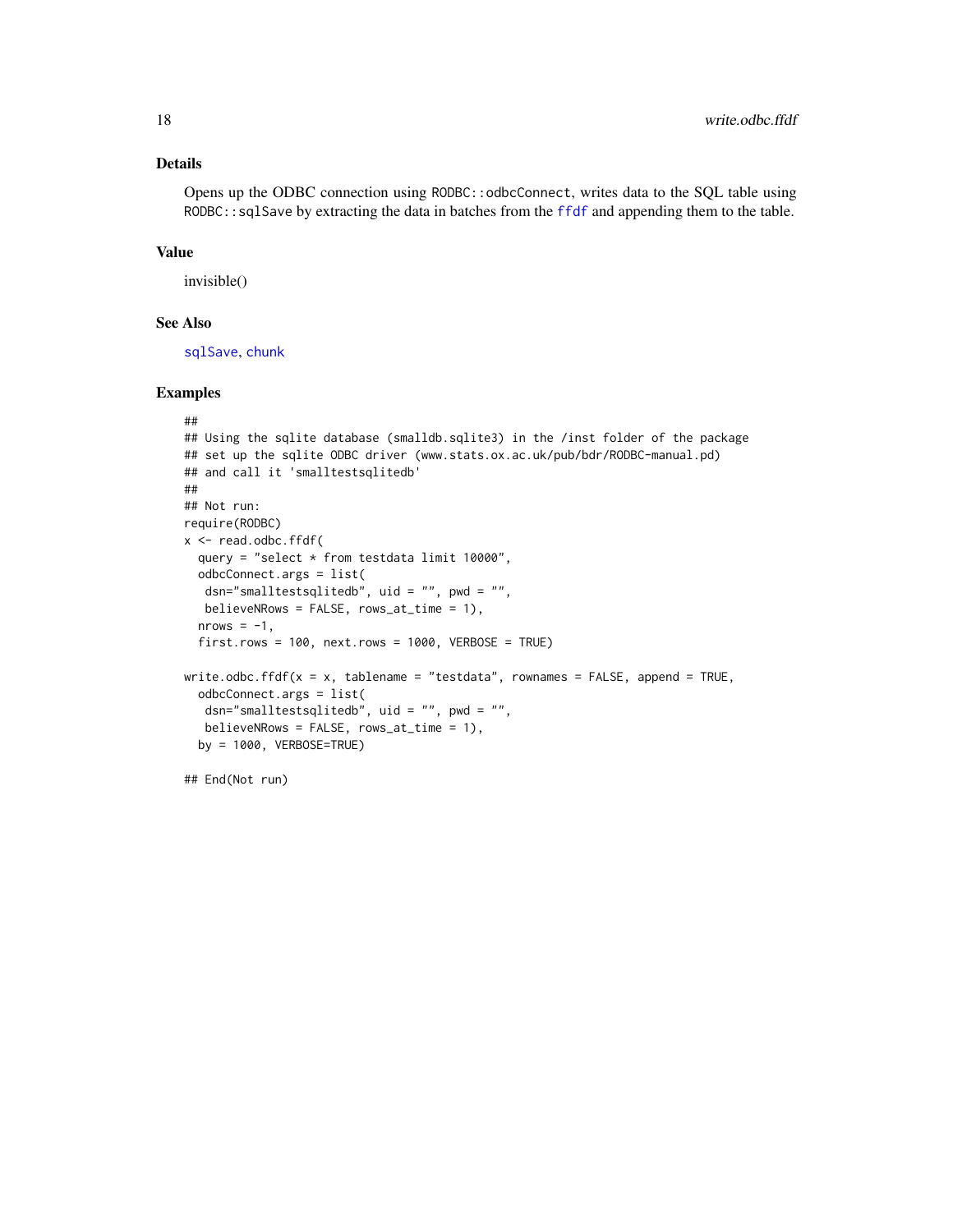### Details

Opens up the ODBC connection using RODBC::odbcConnect, writes data to the SQL table using RODBC::sqlSave by extracting the data in batches from the ffdf and appending them to the table.

### Value

invisible()

### See Also

sqlSave, chunk

### Examples

```
##
## Using the sqlite database (smalldb.sqlite3) in the /inst folder of the package
## set up the sqlite ODBC driver (www.stats.ox.ac.uk/pub/bdr/RODBC-manual.pd)
## and call it 'smalltestsqlitedb'
##
## Not run:
require(RODBC)
x <- read.odbc.ffdf(
  query = "select * from testdata limit 10000",
  odbcConnect.args = list(
   dsn="smalltestsqlitedb", uid = "", pwd = "",
   believeNRows = FALSE, rows_at_time = 1),
  nrows = -1,
  first.rows = 100, next.rows = 1000, VERBOSE = TRUE)

write.odbc.ffdf(x = x, tablename = "testdata", rownames = FALSE, append = TRUE,
  odbcConnect.args = list(
   dsn="smalltestsqlitedb", uid = "", pwd = "",
   believeNRows = FALSE, rows_at_time = 1),
  by = 1000, VERBOSE=TRUE)

## End(Not run)
```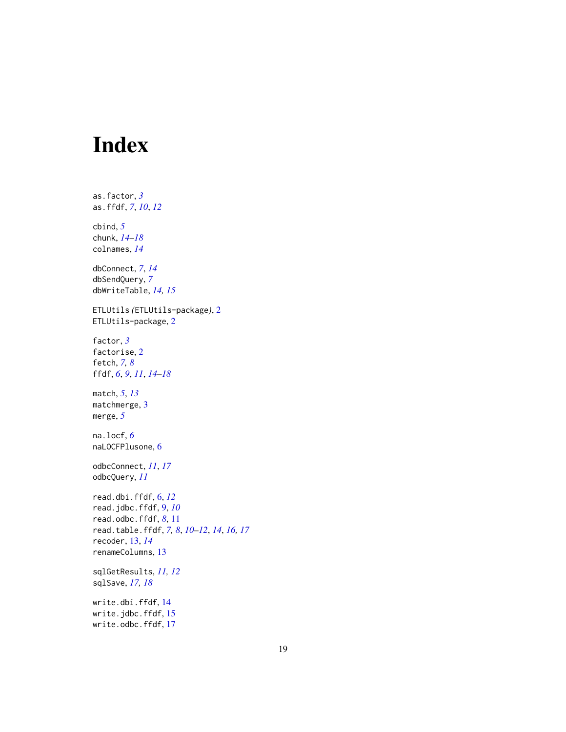# Index

as.factor, *3*
as.ffdf, *7*, *10*, *12*

cbind, *5*
chunk, *14–18*
colnames, *14*

dbConnect, *7*, *14*
dbSendQuery, *7*
dbWriteTable, *14, 15*

ETLUtils *(*ETLUtils-package*)*, 2
ETLUtils-package, 2

factor, *3*
factorise, 2
fetch, *7, 8*
ffdf, *6*, *9*, *11*, *14–18*

match, *5*, *13*
matchmerge, 3
merge, *5*

na.locf, *6*
naLOCFPlusone, 6

odbcConnect, *11*, *17*
odbcQuery, *11*

read.dbi.ffdf, 6, *12*
read.jdbc.ffdf, 9, *10*
read.odbc.ffdf, *8*, 11
read.table.ffdf, *7, 8*, *10–12*, *14*, *16, 17*
recoder, 13, *14*
renameColumns, 13

sqlGetResults, *11, 12*
sqlSave, *17, 18*

write.dbi.ffdf, 14
write.jdbc.ffdf, 15
write.odbc.ffdf, 17